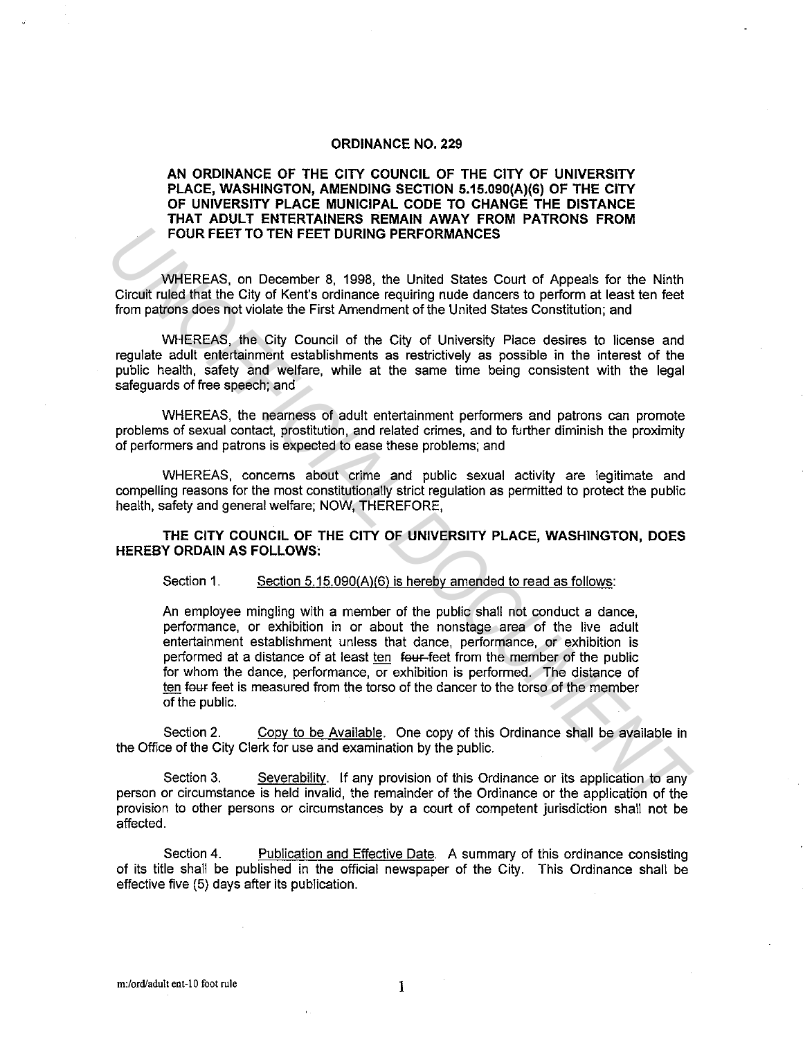# ORDINANCE NO. 229

**AN ORDINANCE OF THE CITY COUNCIL OF THE CITY OF UNIVERSITY PLACE, WASHINGTON, AMENDING SECTION 5.15.090(A)(6) OF THE CITY OF UNIVERSITY PLACE MUNICIPAL CODE TO CHANGE THE DISTANCE THAT ADULT ENTERTAINERS REMAIN AWAY FROM PATRONS FROM FOUR FEET TO TEN FEET DURING PERFORMANCES**

WHEREAS, on December 8, 1998, the United States Court of Appeals for the Ninth Circuit ruled that the City of Kent's ordinance requiring nude dancers to perform at least ten feet from patrons does not violate the First Amendment of the United States Constitution; and

WHEREAS, the City Council of the City of University Place desires to license and regulate adult entertainment establishments as restrictively as possible in the interest of the public health, safety and welfare, while at the same time being consistent with the legal safeguards of free speech; and

WHEREAS, the nearness of adult entertainment performers and patrons can promote problems of sexual contact, prostitution, and related crimes, and to further diminish the proximity of performers and patrons is expected to ease these problems; and

WHEREAS, concerns about crime and public sexual activity are legitimate and compelling reasons for the most constitutionally strict regulation as permitted to protect the public health, safety and general welfare; NOW, THEREFORE,

**THE CITY COUNCIL OF THE CITY OF UNIVERSITY PLACE, WASHINGTON, DOES HEREBY ORDAIN AS FOLLOWS:**

Section 1. Section 5.15.090(A)(6) is hereby amended to read as follows:

> An employee mingling with a member of the public shall not conduct a dance, performance, or exhibition in or about the nonstage area of the live adult entertainment establishment unless that dance, performance, or exhibition is performed at a distance of at least ten ~~four~~ feet from the member of the public for whom the dance, performance, or exhibition is performed. The distance of ten ~~four~~ feet is measured from the torso of the dancer to the torso of the member of the public.

Section 2. Copy to be Available. One copy of this Ordinance shall be available in the Office of the City Clerk for use and examination by the public.

Section 3. Severability. If any provision of this Ordinance or its application to any person or circumstance is held invalid, the remainder of the Ordinance or the application of the provision to other persons or circumstances by a court of competent jurisdiction shall not be affected.

Section 4. Publication and Effective Date. A summary of this ordinance consisting of its title shall be published in the official newspaper of the City. This Ordinance shall be effective five (5) days after its publication.

m:/ord/adult ent-10 foot rule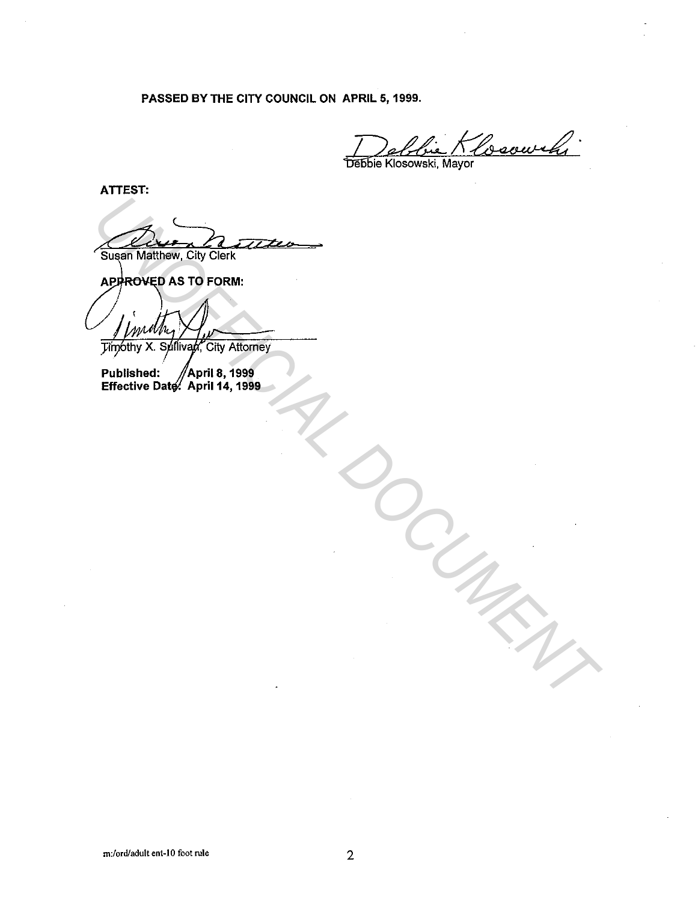**PASSED BY THE CITY COUNCIL ON APRIL 5, 1999.**

Debbie Klosowski, Mayor

**ATTEST:**

Susan Matthew, City Clerk

**APPROVED AS TO FORM:**

Timothy X. Sullivan, City Attorney

**Published: April 8, 1999**
**Effective Date: April 14, 1999**

m:/ord/adult ent-10 foot rule